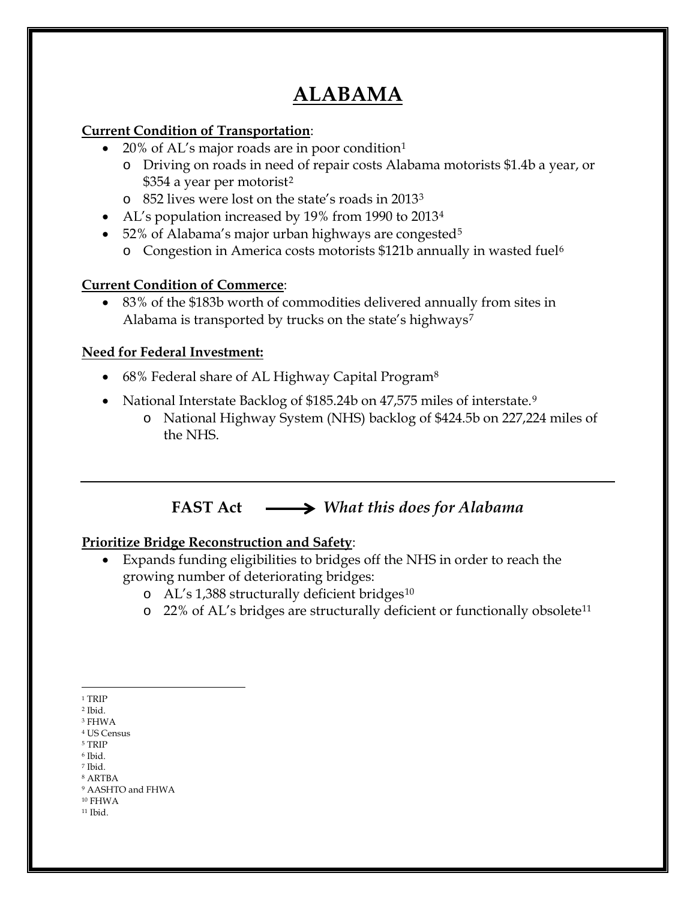# ALABAMA

**Current Condition of Transportation**:

- 20% of AL's major roads are in poor condition[1]
  - Driving on roads in need of repair costs Alabama motorists $1.4b a year, or $354 a year per motorist[2]
  - 852 lives were lost on the state's roads in 2013[3]
- AL's population increased by 19% from 1990 to 2013[4]
- 52% of Alabama's major urban highways are congested[5]
  - Congestion in America costs motorists $121b annually in wasted fuel[6]

**Current Condition of Commerce**:

- 83% of the $183b worth of commodities delivered annually from sites in Alabama is transported by trucks on the state's highways[7]

**Need for Federal Investment:**

- 68% Federal share of AL Highway Capital Program[8]
- National Interstate Backlog of $185.24b on 47,575 miles of interstate.[9]
  - National Highway System (NHS) backlog of $424.5b on 227,224 miles of the NHS.

---

## FAST Act ⟶ *What this does for Alabama*

**Prioritize Bridge Reconstruction and Safety**:

- Expands funding eligibilities to bridges off the NHS in order to reach the growing number of deteriorating bridges:
  - AL's 1,388 structurally deficient bridges[10]
  - 22% of AL's bridges are structurally deficient or functionally obsolete[11]

---

[1] TRIP
[2] Ibid.
[3] FHWA
[4] US Census
[5] TRIP
[6] Ibid.
[7] Ibid.
[8] ARTBA
[9] AASHTO and FHWA
[10] FHWA
[11] Ibid.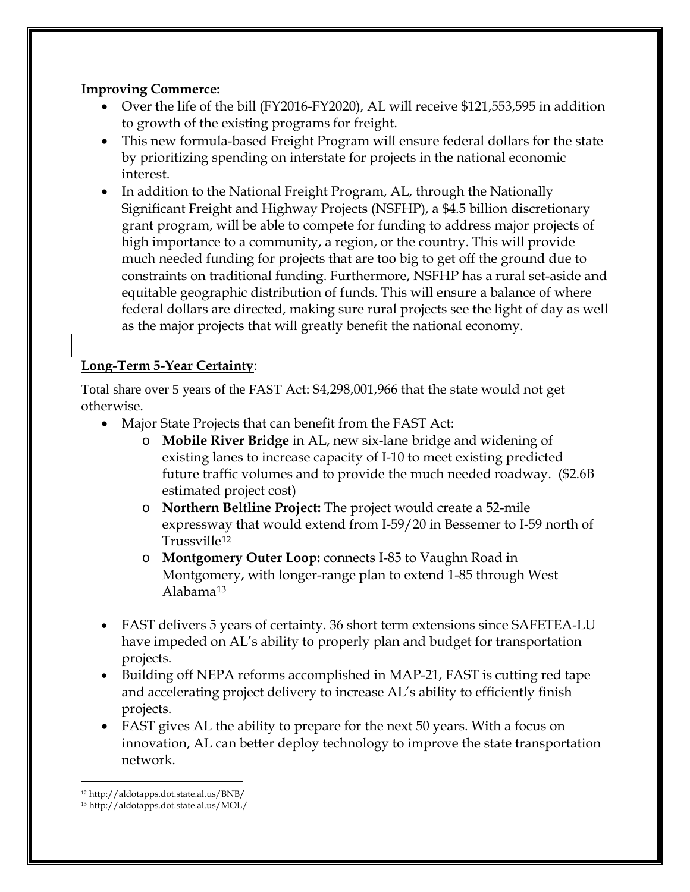**Improving Commerce:**

- Over the life of the bill (FY2016-FY2020), AL will receive $121,553,595 in addition to growth of the existing programs for freight.
- This new formula-based Freight Program will ensure federal dollars for the state by prioritizing spending on interstate for projects in the national economic interest.
- In addition to the National Freight Program, AL, through the Nationally Significant Freight and Highway Projects (NSFHP), a $4.5 billion discretionary grant program, will be able to compete for funding to address major projects of high importance to a community, a region, or the country. This will provide much needed funding for projects that are too big to get off the ground due to constraints on traditional funding. Furthermore, NSFHP has a rural set-aside and equitable geographic distribution of funds. This will ensure a balance of where federal dollars are directed, making sure rural projects see the light of day as well as the major projects that will greatly benefit the national economy.

**Long-Term 5-Year Certainty**:

Total share over 5 years of the FAST Act: $4,298,001,966 that the state would not get otherwise.

- Major State Projects that can benefit from the FAST Act:
  - **Mobile River Bridge** in AL, new six-lane bridge and widening of existing lanes to increase capacity of I-10 to meet existing predicted future traffic volumes and to provide the much needed roadway. ($2.6B estimated project cost)
  - **Northern Beltline Project:** The project would create a 52-mile expressway that would extend from I-59/20 in Bessemer to I-59 north of Trussville[12]
  - **Montgomery Outer Loop:** connects I-85 to Vaughn Road in Montgomery, with longer-range plan to extend 1-85 through West Alabama[13]
- FAST delivers 5 years of certainty. 36 short term extensions since SAFETEA-LU have impeded on AL's ability to properly plan and budget for transportation projects.
- Building off NEPA reforms accomplished in MAP-21, FAST is cutting red tape and accelerating project delivery to increase AL's ability to efficiently finish projects.
- FAST gives AL the ability to prepare for the next 50 years. With a focus on innovation, AL can better deploy technology to improve the state transportation network.

---

[12] http://aldotapps.dot.state.al.us/BNB/

[13] http://aldotapps.dot.state.al.us/MOL/